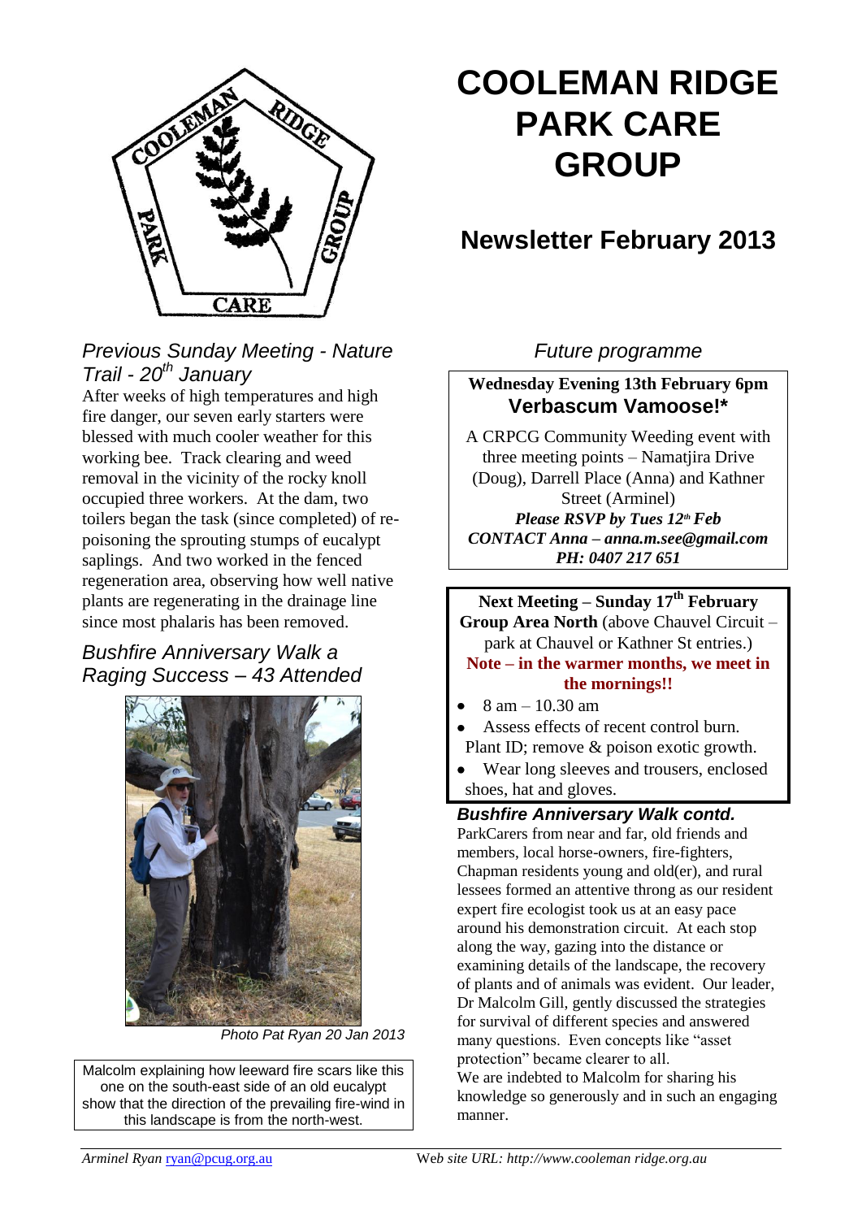# COOLEMAN RIDGE PARK CARE GROUP

## Newsletter February 2013

### *Previous Sunday Meeting - Nature Trail - 20th January*

After weeks of high temperatures and high fire danger, our seven early starters were blessed with much cooler weather for this working bee. Track clearing and weed removal in the vicinity of the rocky knoll occupied three workers. At the dam, two toilers began the task (since completed) of re-poisoning the sprouting stumps of eucalypt saplings. And two worked in the fenced regeneration area, observing how well native plants are regenerating in the drainage line since most phalaris has been removed.

### *Bushfire Anniversary Walk a Raging Success – 43 Attended*

*Photo Pat Ryan 20 Jan 2013*

Malcolm explaining how leeward fire scars like this one on the south-east side of an old eucalypt show that the direction of the prevailing fire-wind in this landscape is from the north-west.

### *Future programme*

**Wednesday Evening 13th February 6pm**

**Verbascum Vamoose!***

A CRPCG Community Weeding event with three meeting points – Namatjira Drive (Doug), Darrell Place (Anna) and Kathner Street (Arminel)

***Please RSVP by Tues 12th Feb***

***CONTACT Anna – anna.m.see@gmail.com***

***PH: 0407 217 651***

**Next Meeting – Sunday 17th February**

**Group Area North** (above Chauvel Circuit – park at Chauvel or Kathner St entries.)

**Note – in the warmer months, we meet in the mornings!!**

- 8 am – 10.30 am
- Assess effects of recent control burn. Plant ID; remove & poison exotic growth.
- Wear long sleeves and trousers, enclosed shoes, hat and gloves.

### ***Bushfire Anniversary Walk contd.***

ParkCarers from near and far, old friends and members, local horse-owners, fire-fighters, Chapman residents young and old(er), and rural lessees formed an attentive throng as our resident expert fire ecologist took us at an easy pace around his demonstration circuit. At each stop along the way, gazing into the distance or examining details of the landscape, the recovery of plants and of animals was evident. Our leader, Dr Malcolm Gill, gently discussed the strategies for survival of different species and answered many questions. Even concepts like "asset protection" became clearer to all.

We are indebted to Malcolm for sharing his knowledge so generously and in such an engaging manner.

*Arminel Ryan* ryan@pcug.org.au *Web site URL: http://www.cooleman ridge.org.au*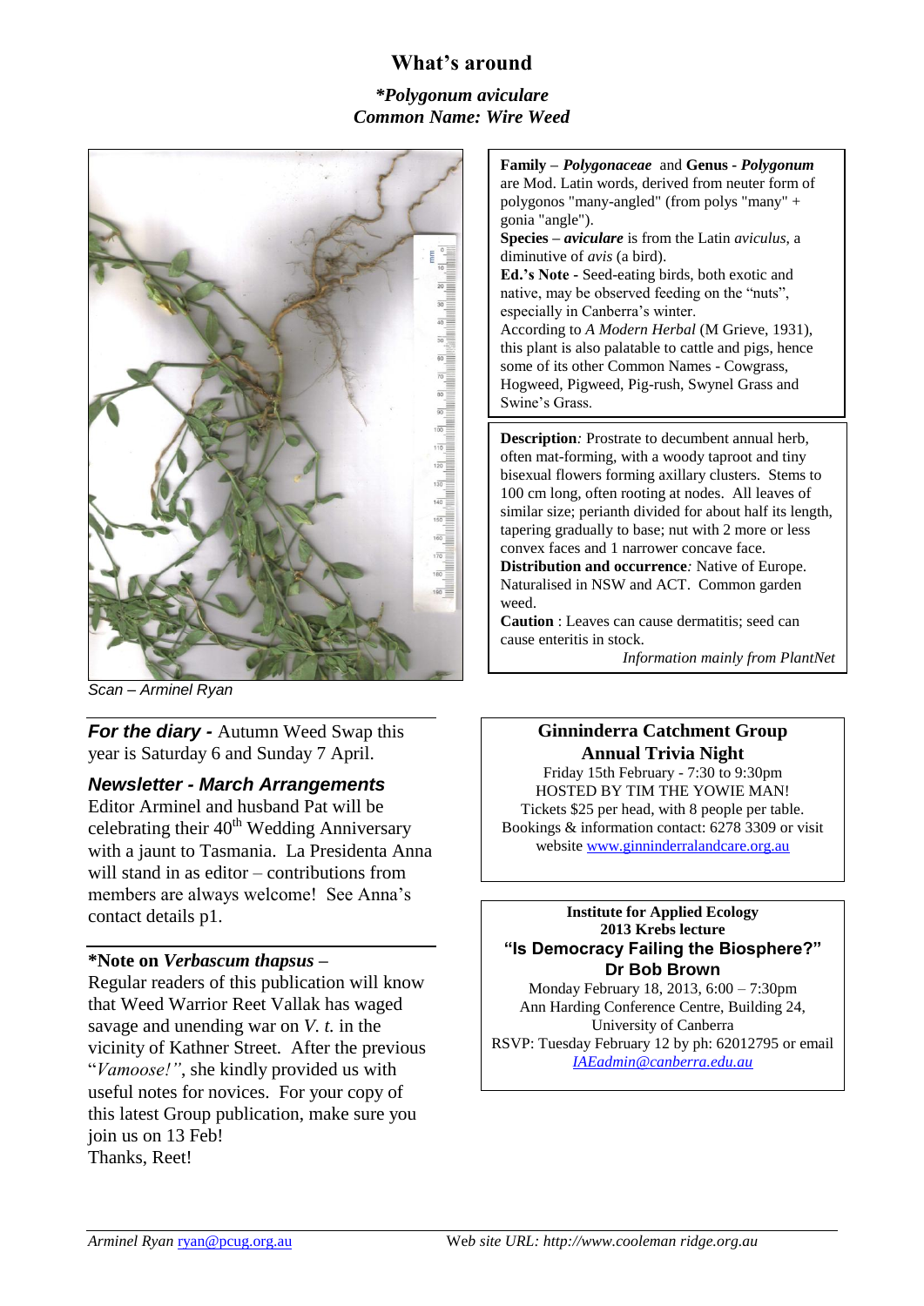# What's around

### *\*Polygonum aviculare*
### *Common Name: Wire Weed*

Scan – Arminel Ryan

**Family –** ***Polygonaceae*** and **Genus -** ***Polygonum*** are Mod. Latin words, derived from neuter form of polygonos "many-angled" (from polys "many" + gonia "angle").
**Species –** ***aviculare*** is from the Latin *aviculus*, a diminutive of *avis* (a bird).
**Ed.'s Note -** Seed-eating birds, both exotic and native, may be observed feeding on the "nuts", especially in Canberra's winter.
According to *A Modern Herbal* (M Grieve, 1931), this plant is also palatable to cattle and pigs, hence some of its other Common Names - Cowgrass, Hogweed, Pigweed, Pig-rush, Swynel Grass and Swine's Grass.

**Description***:* Prostrate to decumbent annual herb, often mat-forming, with a woody taproot and tiny bisexual flowers forming axillary clusters. Stems to 100 cm long, often rooting at nodes. All leaves of similar size; perianth divided for about half its length, tapering gradually to base; nut with 2 more or less convex faces and 1 narrower concave face.
**Distribution and occurrence***:* Native of Europe. Naturalised in NSW and ACT. Common garden weed.
**Caution** : Leaves can cause dermatitis; seed can cause enteritis in stock.

*Information mainly from PlantNet*

***For the diary -*** Autumn Weed Swap this year is Saturday 6 and Sunday 7 April.

***Newsletter - March Arrangements***
Editor Arminel and husband Pat will be celebrating their 40th Wedding Anniversary with a jaunt to Tasmania. La Presidenta Anna will stand in as editor – contributions from members are always welcome! See Anna's contact details p1.

**\*Note on *Verbascum thapsus* –**
Regular readers of this publication will know that Weed Warrior Reet Vallak has waged savage and unending war on *V. t.* in the vicinity of Kathner Street. After the previous "*Vamoose!"*, she kindly provided us with useful notes for novices. For your copy of this latest Group publication, make sure you join us on 13 Feb!
Thanks, Reet!

**Ginninderra Catchment Group**
**Annual Trivia Night**
Friday 15th February - 7:30 to 9:30pm
HOSTED BY TIM THE YOWIE MAN!
Tickets $25 per head, with 8 people per table.
Bookings & information contact: 6278 3309 or visit website www.ginninderralandcare.org.au

**Institute for Applied Ecology**
**2013 Krebs lecture**
**"Is Democracy Failing the Biosphere?"**
**Dr Bob Brown**
Monday February 18, 2013, 6:00 – 7:30pm
Ann Harding Conference Centre, Building 24, University of Canberra
RSVP: Tuesday February 12 by ph: 62012795 or email *IAEadmin@canberra.edu.au*